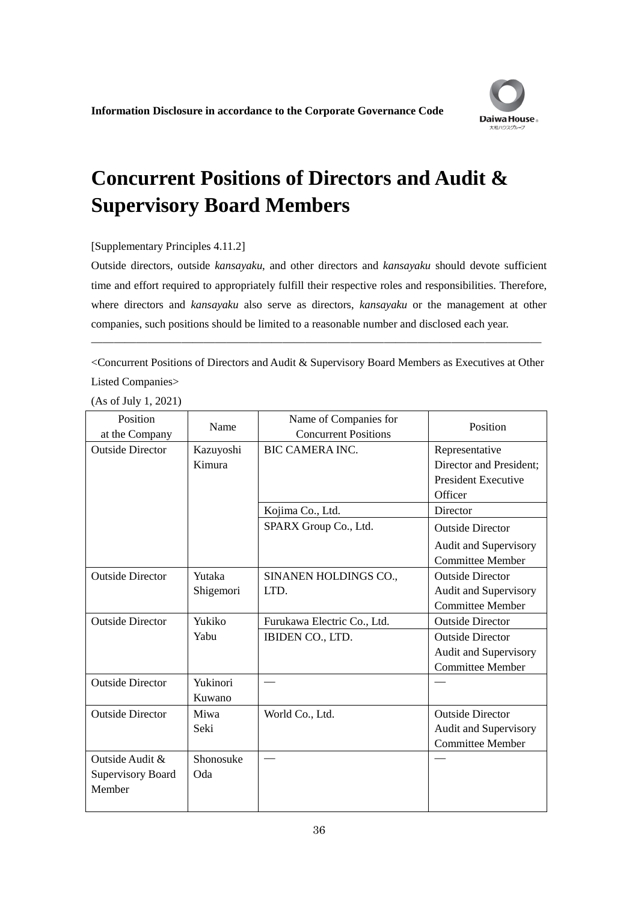Information Disclosure in accordance to the Corporate Governance Code

# Concurrent Positions of Directors and Audit & Supervisory Board Members

[Supplementary Principles 4.11.2]

Outside directors, outside *kansayaku*, and other directors and *kansayaku* should devote sufficient time and effort required to appropriately fulfill their respective roles and responsibilities. Therefore, where directors and *kansayaku* also serve as directors, *kansayaku* or the management at other companies, such positions should be limited to a reasonable number and disclosed each year.

---

<Concurrent Positions of Directors and Audit & Supervisory Board Members as Executives at Other Listed Companies>

(As of July 1, 2021)

| Position at the Company | Name | Name of Companies for Concurrent Positions | Position |
|---|---|---|---|
| Outside Director | Kazuyoshi Kimura | BIC CAMERA INC. | Representative Director and President; President Executive Officer |
| | | Kojima Co., Ltd. | Director |
| | | SPARX Group Co., Ltd. | Outside Director Audit and Supervisory Committee Member |
| Outside Director | Yutaka Shigemori | SINANEN HOLDINGS CO., LTD. | Outside Director Audit and Supervisory Committee Member |
| Outside Director | Yukiko Yabu | Furukawa Electric Co., Ltd. | Outside Director |
| | | IBIDEN CO., LTD. | Outside Director Audit and Supervisory Committee Member |
| Outside Director | Yukinori Kuwano | — | — |
| Outside Director | Miwa Seki | World Co., Ltd. | Outside Director Audit and Supervisory Committee Member |
| Outside Audit & Supervisory Board Member | Shonosuke Oda | — | — |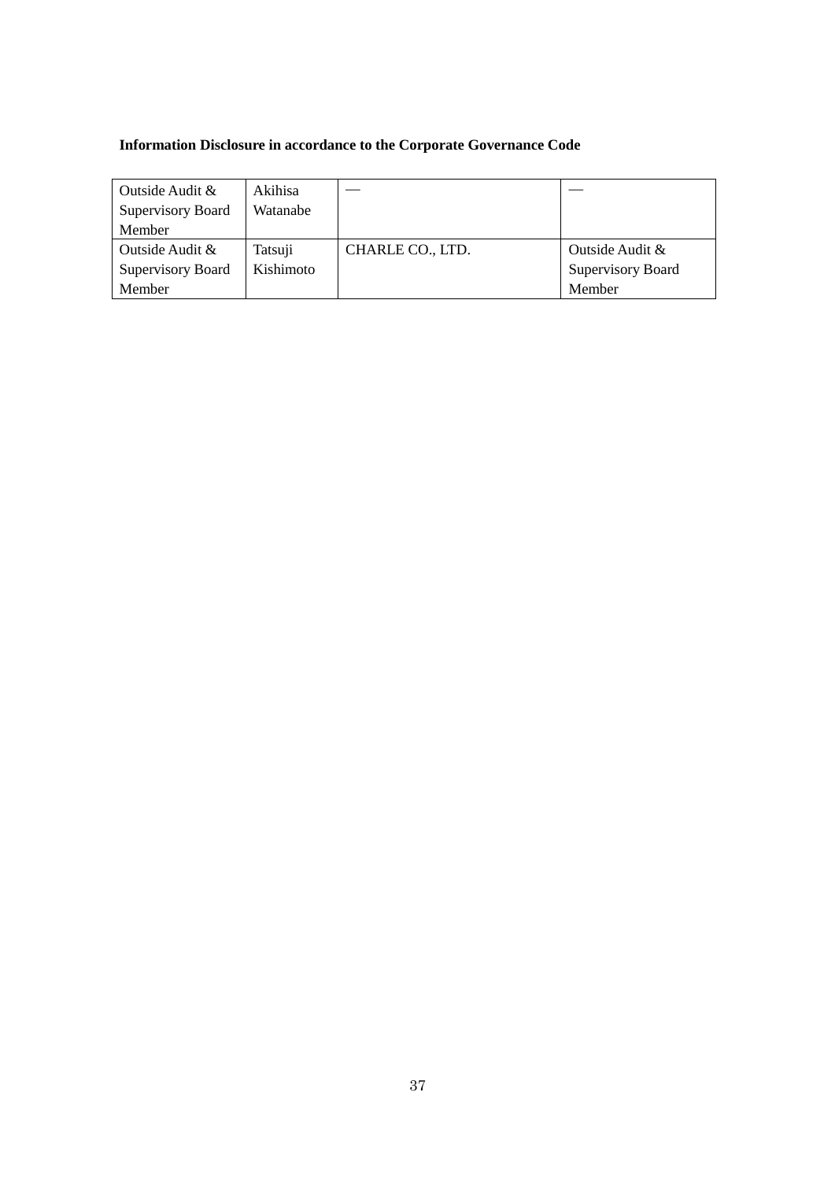**Information Disclosure in accordance to the Corporate Governance Code**

| | | | |
|---|---|---|---|
| Outside Audit & Supervisory Board Member | Akihisa Watanabe | — | — |
| Outside Audit & Supervisory Board Member | Tatsuji Kishimoto | CHARLE CO., LTD. | Outside Audit & Supervisory Board Member |